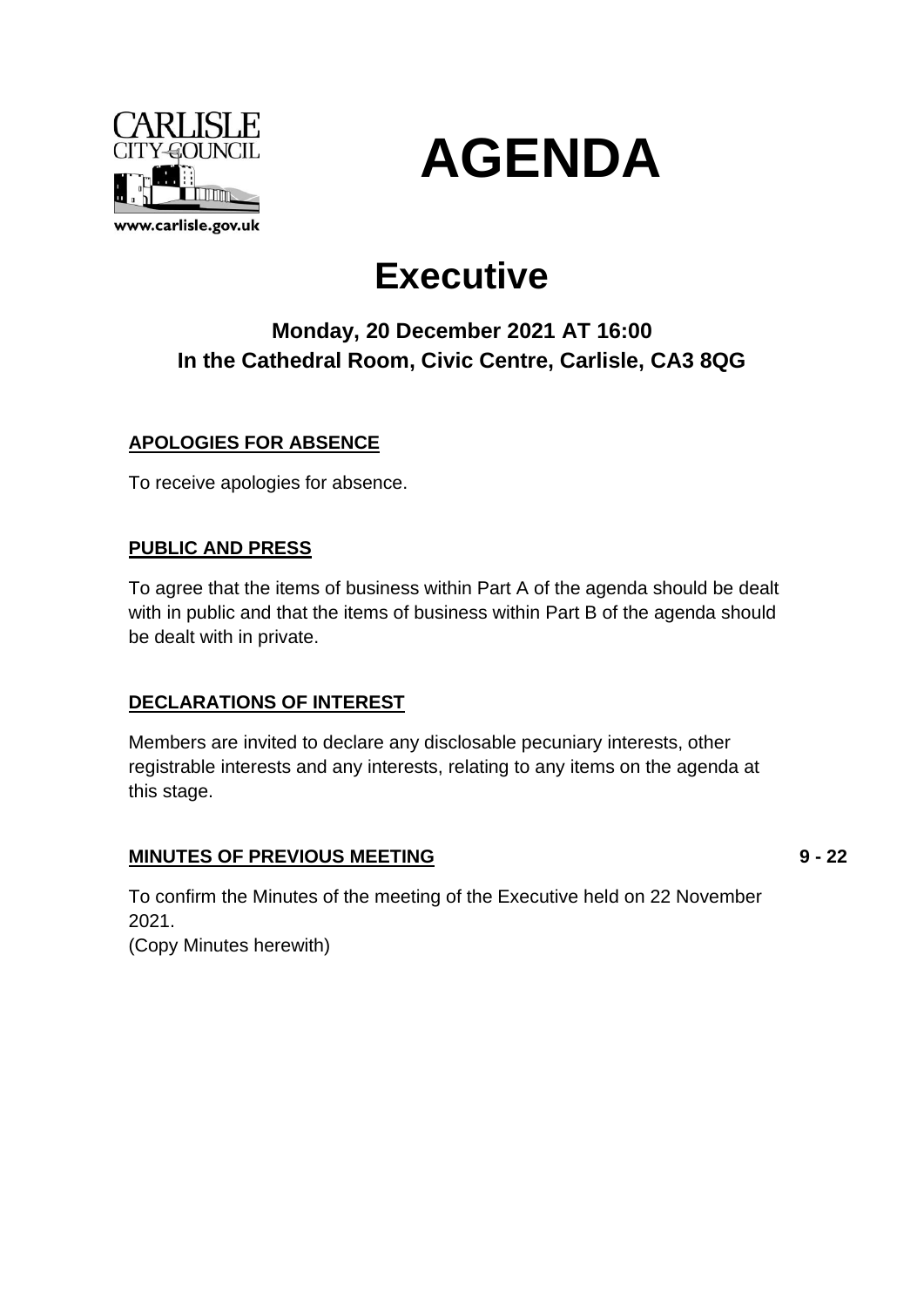CARLISLE CITY COUNCIL

www.carlisle.gov.uk

# AGENDA

# Executive

### Monday, 20 December 2021 AT 16:00
### In the Cathedral Room, Civic Centre, Carlisle, CA3 8QG

**APOLOGIES FOR ABSENCE**

To receive apologies for absence.

**PUBLIC AND PRESS**

To agree that the items of business within Part A of the agenda should be dealt with in public and that the items of business within Part B of the agenda should be dealt with in private.

**DECLARATIONS OF INTEREST**

Members are invited to declare any disclosable pecuniary interests, other registrable interests and any interests, relating to any items on the agenda at this stage.

**MINUTES OF PREVIOUS MEETING** — 9 - 22

To confirm the Minutes of the meeting of the Executive held on 22 November 2021.
(Copy Minutes herewith)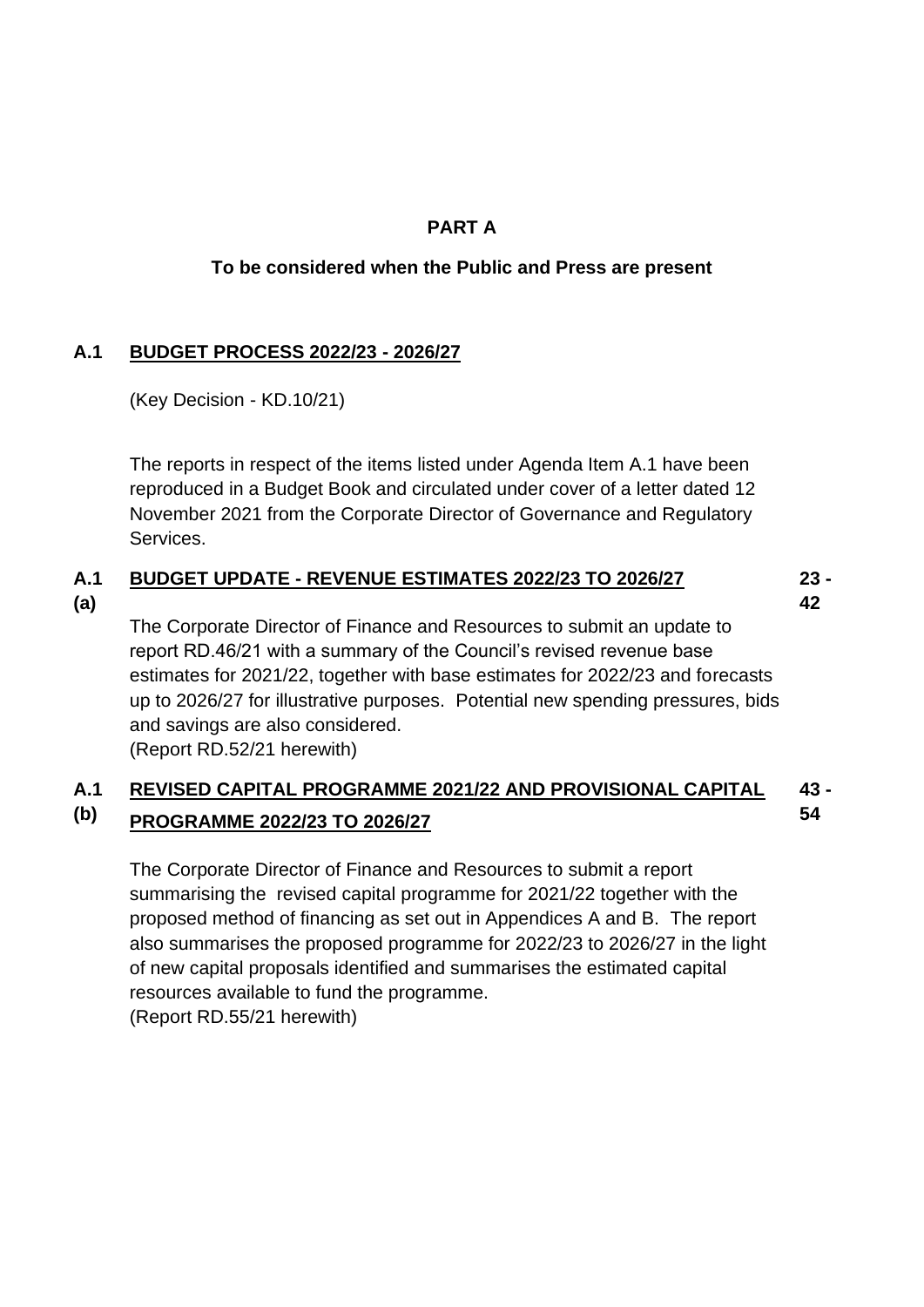**PART A**

**To be considered when the Public and Press are present**

**A.1 BUDGET PROCESS 2022/23 - 2026/27**

(Key Decision - KD.10/21)

The reports in respect of the items listed under Agenda Item A.1 have been reproduced in a Budget Book and circulated under cover of a letter dated 12 November 2021 from the Corporate Director of Governance and Regulatory Services.

**A.1 (a) BUDGET UPDATE - REVENUE ESTIMATES 2022/23 TO 2026/27** **23 - 42**

The Corporate Director of Finance and Resources to submit an update to report RD.46/21 with a summary of the Council's revised revenue base estimates for 2021/22, together with base estimates for 2022/23 and forecasts up to 2026/27 for illustrative purposes. Potential new spending pressures, bids and savings are also considered.
(Report RD.52/21 herewith)

**A.1 (b) REVISED CAPITAL PROGRAMME 2021/22 AND PROVISIONAL CAPITAL PROGRAMME 2022/23 TO 2026/27** **43 - 54**

The Corporate Director of Finance and Resources to submit a report summarising the revised capital programme for 2021/22 together with the proposed method of financing as set out in Appendices A and B. The report also summarises the proposed programme for 2022/23 to 2026/27 in the light of new capital proposals identified and summarises the estimated capital resources available to fund the programme.
(Report RD.55/21 herewith)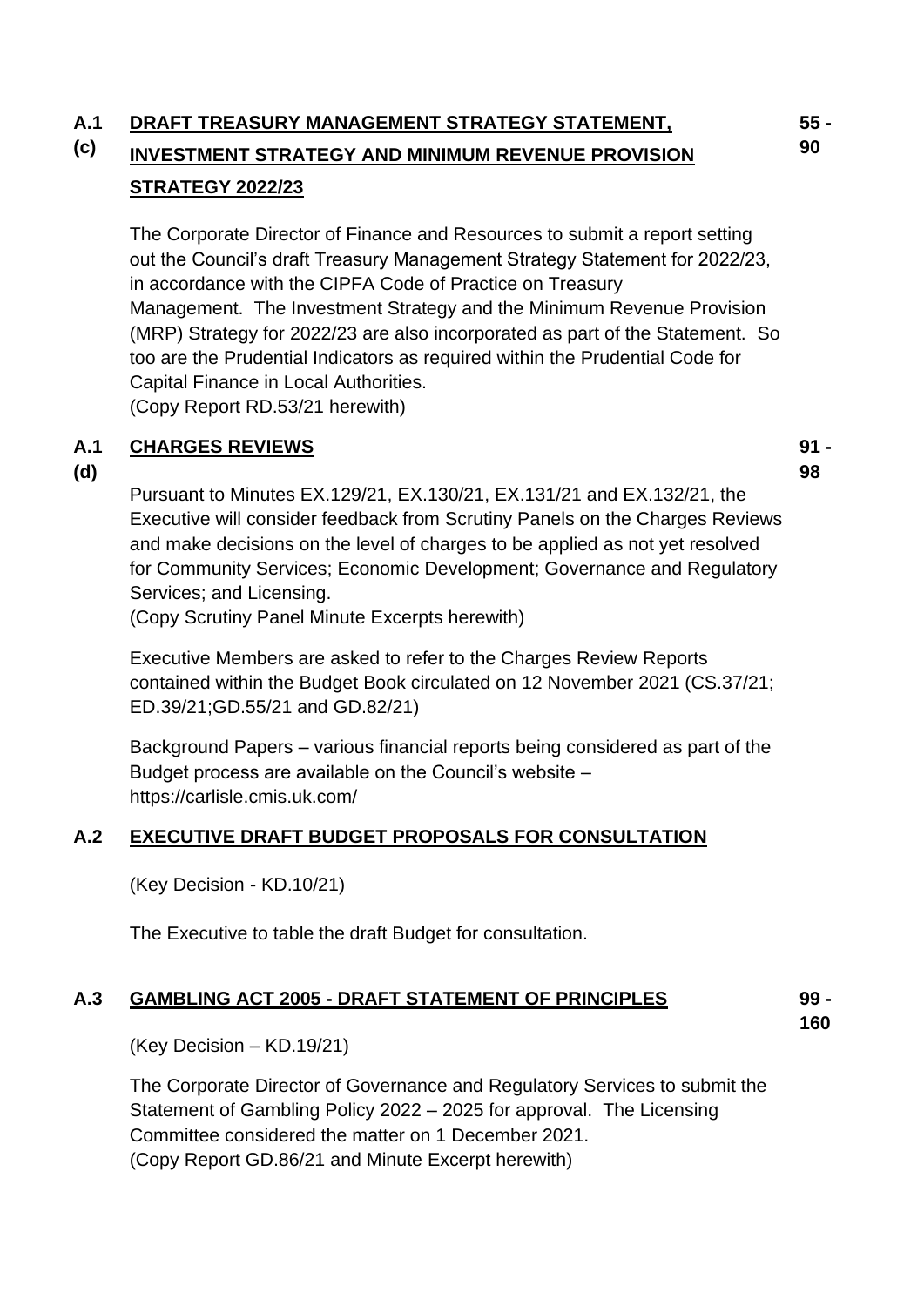**A.1 (c)** **DRAFT TREASURY MANAGEMENT STRATEGY STATEMENT, INVESTMENT STRATEGY AND MINIMUM REVENUE PROVISION STRATEGY 2022/23** **55 - 90**

The Corporate Director of Finance and Resources to submit a report setting out the Council's draft Treasury Management Strategy Statement for 2022/23, in accordance with the CIPFA Code of Practice on Treasury Management. The Investment Strategy and the Minimum Revenue Provision (MRP) Strategy for 2022/23 are also incorporated as part of the Statement. So too are the Prudential Indicators as required within the Prudential Code for Capital Finance in Local Authorities.
(Copy Report RD.53/21 herewith)

**A.1 (d)** **CHARGES REVIEWS** **91 - 98**

Pursuant to Minutes EX.129/21, EX.130/21, EX.131/21 and EX.132/21, the Executive will consider feedback from Scrutiny Panels on the Charges Reviews and make decisions on the level of charges to be applied as not yet resolved for Community Services; Economic Development; Governance and Regulatory Services; and Licensing.
(Copy Scrutiny Panel Minute Excerpts herewith)

Executive Members are asked to refer to the Charges Review Reports contained within the Budget Book circulated on 12 November 2021 (CS.37/21; ED.39/21;GD.55/21 and GD.82/21)

Background Papers – various financial reports being considered as part of the Budget process are available on the Council's website – https://carlisle.cmis.uk.com/

**A.2** **EXECUTIVE DRAFT BUDGET PROPOSALS FOR CONSULTATION**

(Key Decision - KD.10/21)

The Executive to table the draft Budget for consultation.

**A.3** **GAMBLING ACT 2005 - DRAFT STATEMENT OF PRINCIPLES** **99 - 160**

(Key Decision – KD.19/21)

The Corporate Director of Governance and Regulatory Services to submit the Statement of Gambling Policy 2022 – 2025 for approval. The Licensing Committee considered the matter on 1 December 2021.
(Copy Report GD.86/21 and Minute Excerpt herewith)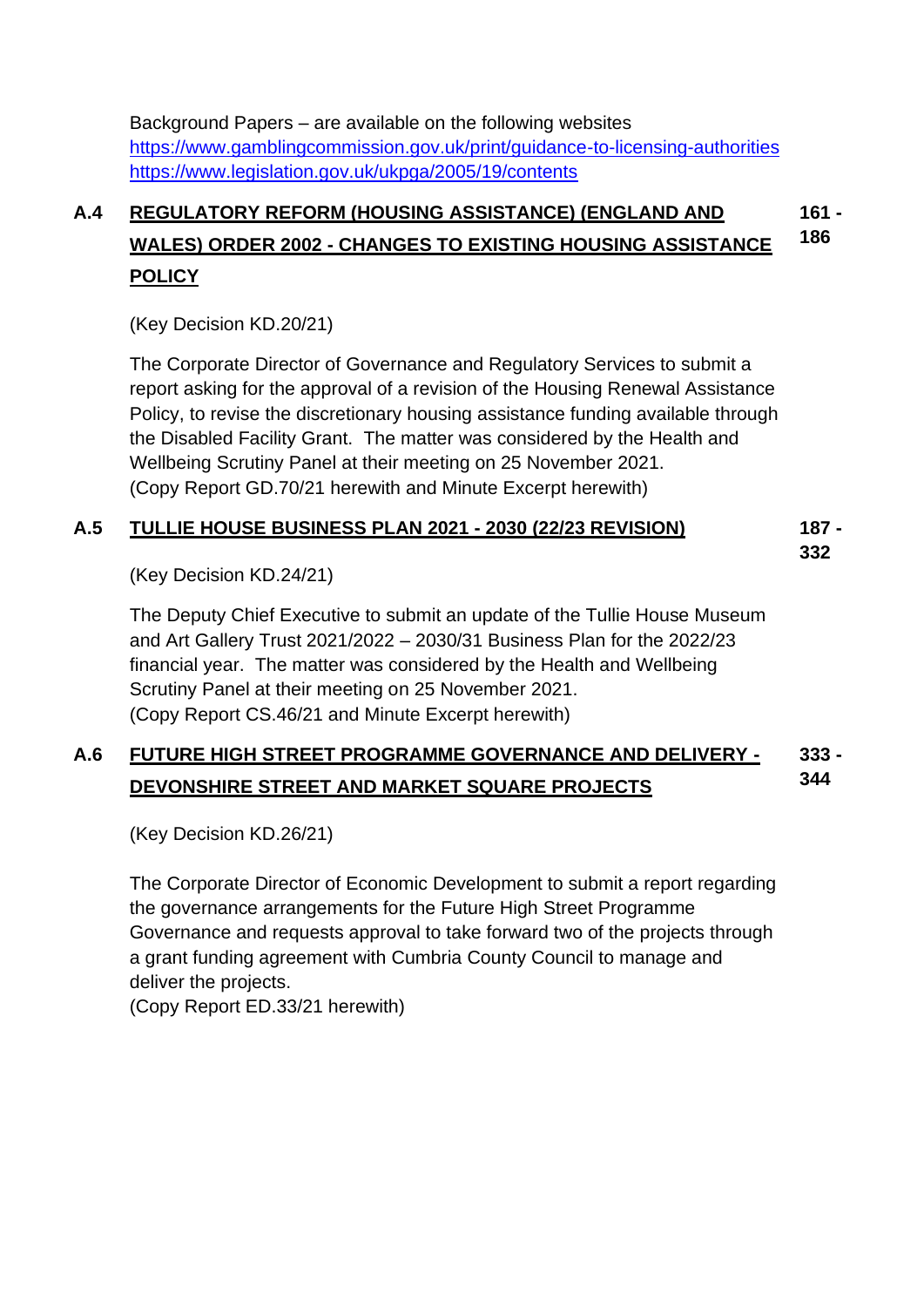Background Papers – are available on the following websites
https://www.gamblingcommission.gov.uk/print/guidance-to-licensing-authorities
https://www.legislation.gov.uk/ukpga/2005/19/contents

### A.4 REGULATORY REFORM (HOUSING ASSISTANCE) (ENGLAND AND WALES) ORDER 2002 - CHANGES TO EXISTING HOUSING ASSISTANCE POLICY

**161 - 186**

(Key Decision KD.20/21)

The Corporate Director of Governance and Regulatory Services to submit a report asking for the approval of a revision of the Housing Renewal Assistance Policy, to revise the discretionary housing assistance funding available through the Disabled Facility Grant. The matter was considered by the Health and Wellbeing Scrutiny Panel at their meeting on 25 November 2021.
(Copy Report GD.70/21 herewith and Minute Excerpt herewith)

### A.5 TULLIE HOUSE BUSINESS PLAN 2021 - 2030 (22/23 REVISION)

**187 - 332**

(Key Decision KD.24/21)

The Deputy Chief Executive to submit an update of the Tullie House Museum and Art Gallery Trust 2021/2022 – 2030/31 Business Plan for the 2022/23 financial year. The matter was considered by the Health and Wellbeing Scrutiny Panel at their meeting on 25 November 2021.
(Copy Report CS.46/21 and Minute Excerpt herewith)

### A.6 FUTURE HIGH STREET PROGRAMME GOVERNANCE AND DELIVERY - DEVONSHIRE STREET AND MARKET SQUARE PROJECTS

**333 - 344**

(Key Decision KD.26/21)

The Corporate Director of Economic Development to submit a report regarding the governance arrangements for the Future High Street Programme Governance and requests approval to take forward two of the projects through a grant funding agreement with Cumbria County Council to manage and deliver the projects.
(Copy Report ED.33/21 herewith)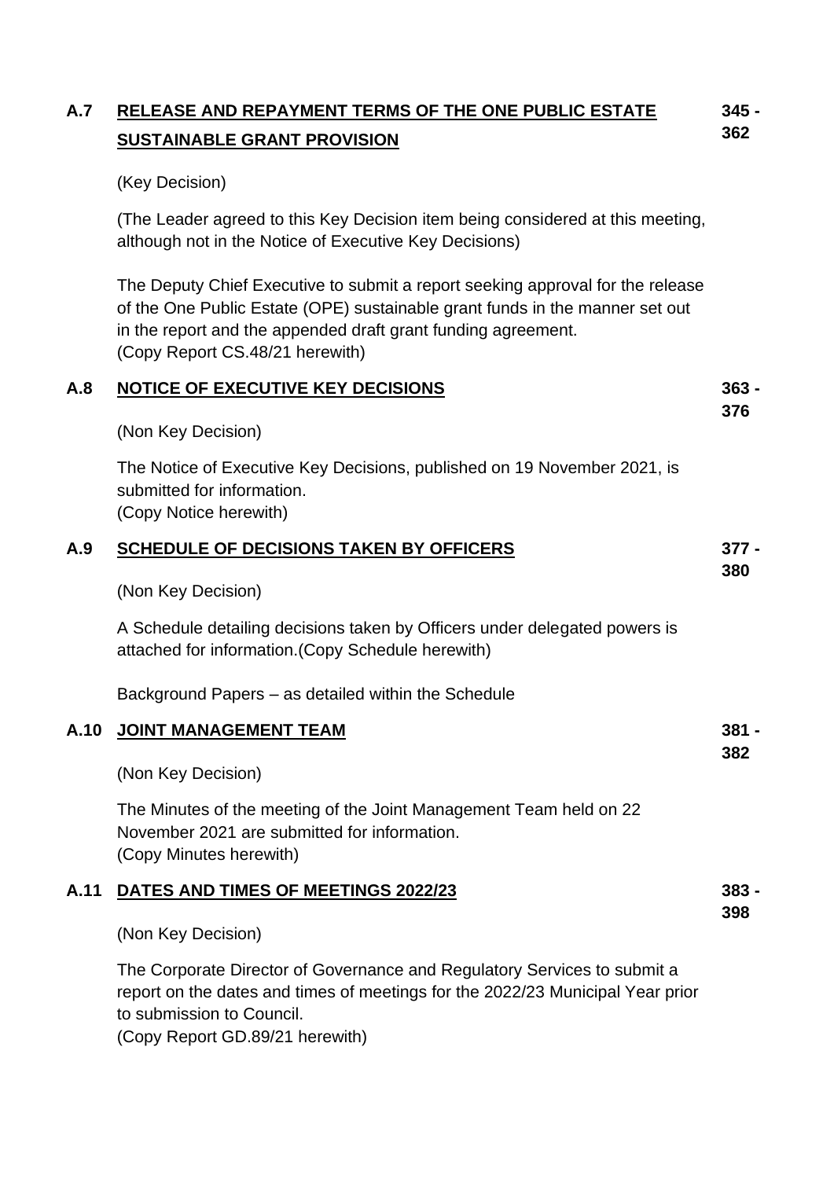**A.7 RELEASE AND REPAYMENT TERMS OF THE ONE PUBLIC ESTATE SUSTAINABLE GRANT PROVISION** — 345 - 362

(Key Decision)

(The Leader agreed to this Key Decision item being considered at this meeting, although not in the Notice of Executive Key Decisions)

The Deputy Chief Executive to submit a report seeking approval for the release of the One Public Estate (OPE) sustainable grant funds in the manner set out in the report and the appended draft grant funding agreement.
(Copy Report CS.48/21 herewith)

**A.8 NOTICE OF EXECUTIVE KEY DECISIONS** — 363 - 376

(Non Key Decision)

The Notice of Executive Key Decisions, published on 19 November 2021, is submitted for information.
(Copy Notice herewith)

**A.9 SCHEDULE OF DECISIONS TAKEN BY OFFICERS** — 377 - 380

(Non Key Decision)

A Schedule detailing decisions taken by Officers under delegated powers is attached for information.(Copy Schedule herewith)

Background Papers – as detailed within the Schedule

**A.10 JOINT MANAGEMENT TEAM** — 381 - 382

(Non Key Decision)

The Minutes of the meeting of the Joint Management Team held on 22 November 2021 are submitted for information.
(Copy Minutes herewith)

**A.11 DATES AND TIMES OF MEETINGS 2022/23** — 383 - 398

(Non Key Decision)

The Corporate Director of Governance and Regulatory Services to submit a report on the dates and times of meetings for the 2022/23 Municipal Year prior to submission to Council.
(Copy Report GD.89/21 herewith)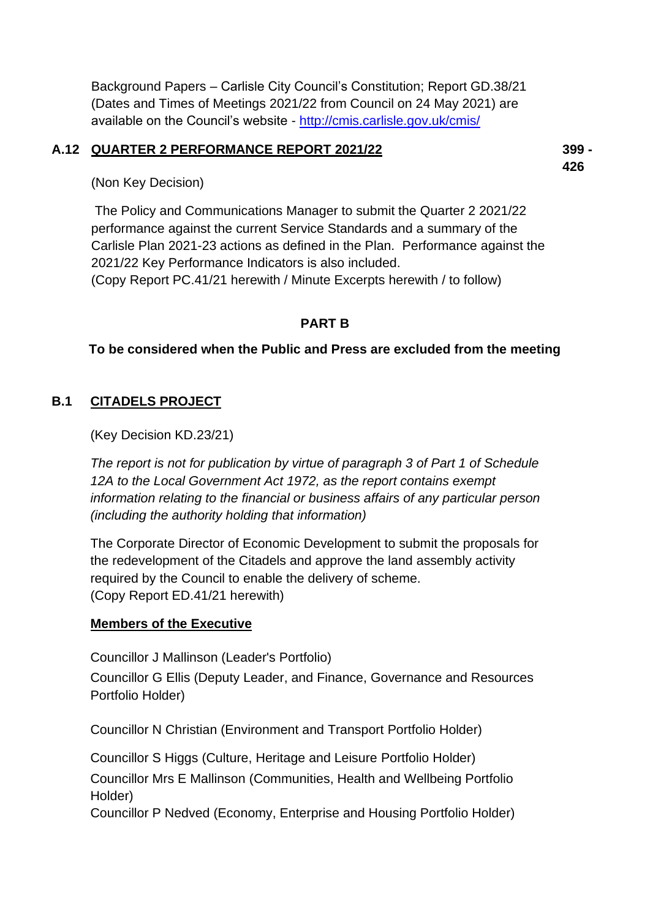Background Papers – Carlisle City Council's Constitution; Report GD.38/21 (Dates and Times of Meetings 2021/22 from Council on 24 May 2021) are available on the Council's website - [http://cmis.carlisle.gov.uk/cmis/](http://cmis.carlisle.gov.uk/cmis/)

### A.12 QUARTER 2 PERFORMANCE REPORT 2021/22 **399 - 426**

(Non Key Decision)

The Policy and Communications Manager to submit the Quarter 2 2021/22 performance against the current Service Standards and a summary of the Carlisle Plan 2021-23 actions as defined in the Plan. Performance against the 2021/22 Key Performance Indicators is also included.
(Copy Report PC.41/21 herewith / Minute Excerpts herewith / to follow)

## PART B

**To be considered when the Public and Press are excluded from the meeting**

### B.1 CITADELS PROJECT

(Key Decision KD.23/21)

*The report is not for publication by virtue of paragraph 3 of Part 1 of Schedule 12A to the Local Government Act 1972, as the report contains exempt information relating to the financial or business affairs of any particular person (including the authority holding that information)*

The Corporate Director of Economic Development to submit the proposals for the redevelopment of the Citadels and approve the land assembly activity required by the Council to enable the delivery of scheme.
(Copy Report ED.41/21 herewith)

**Members of the Executive**

Councillor J Mallinson (Leader's Portfolio)
Councillor G Ellis (Deputy Leader, and Finance, Governance and Resources Portfolio Holder)

Councillor N Christian (Environment and Transport Portfolio Holder)

Councillor S Higgs (Culture, Heritage and Leisure Portfolio Holder)
Councillor Mrs E Mallinson (Communities, Health and Wellbeing Portfolio Holder)
Councillor P Nedved (Economy, Enterprise and Housing Portfolio Holder)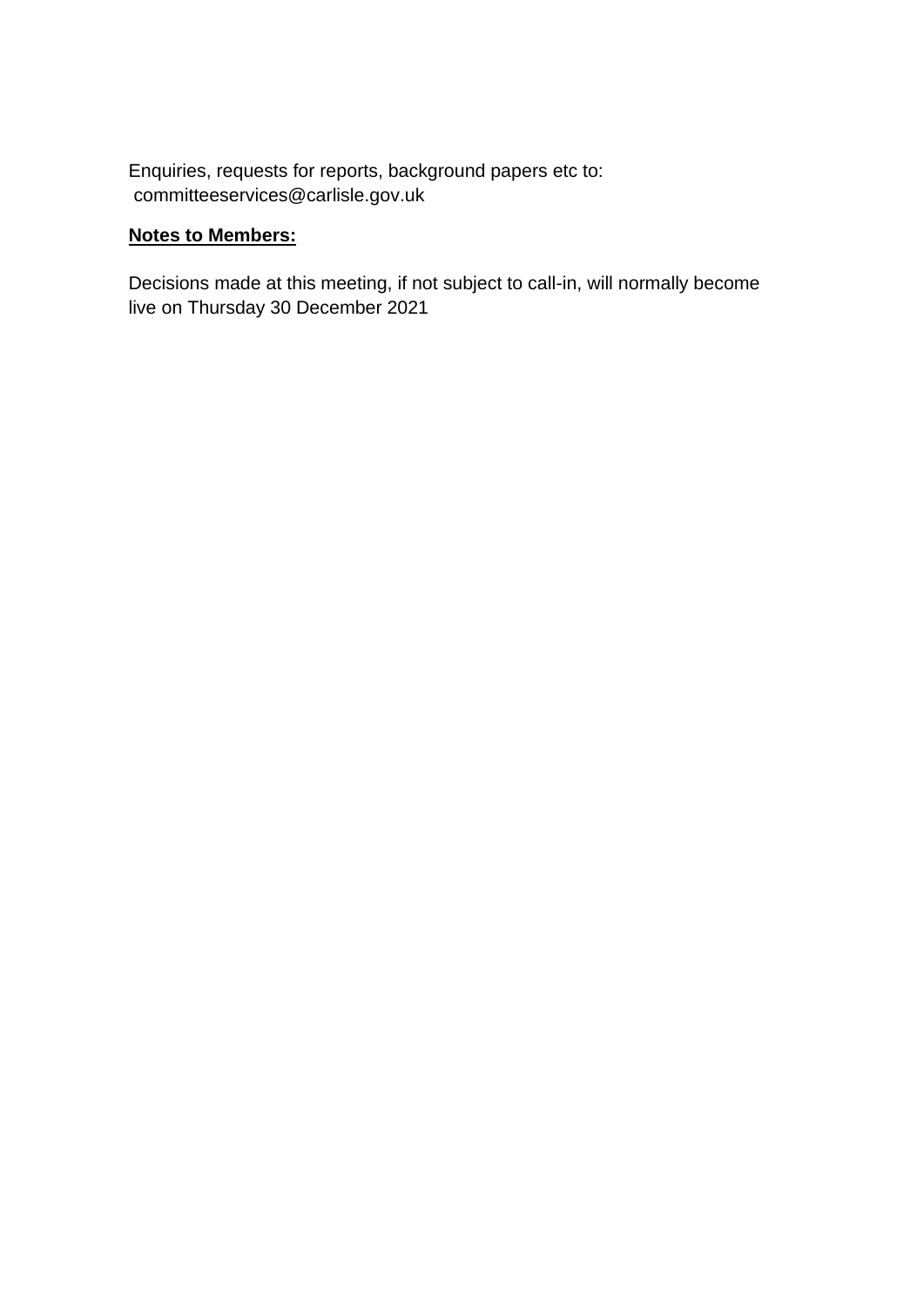Enquiries, requests for reports, background papers etc to:
committeeservices@carlisle.gov.uk

**Notes to Members:**

Decisions made at this meeting, if not subject to call-in, will normally become live on Thursday 30 December 2021